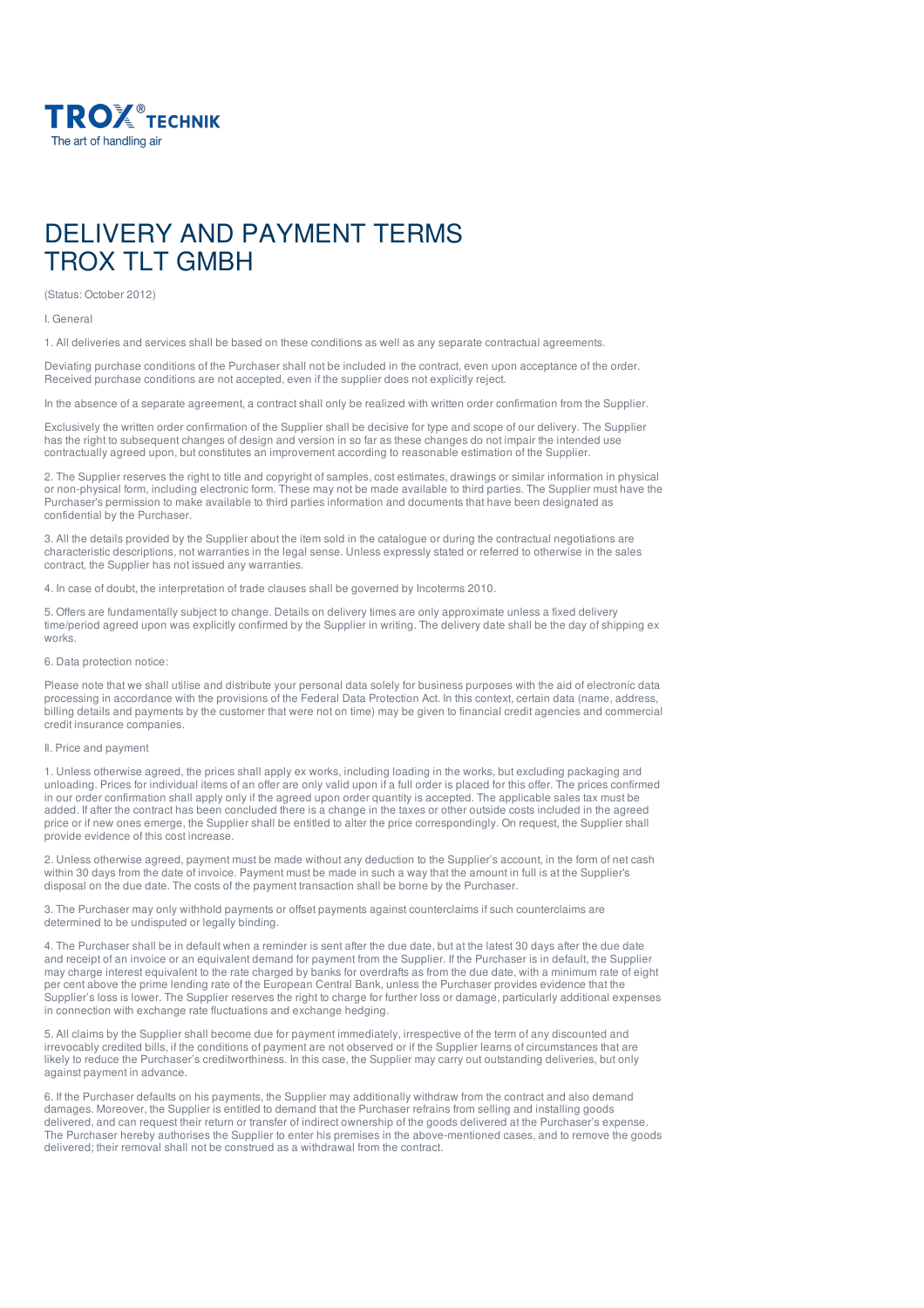TROX® TECHNIK
The art of handling air

# DELIVERY AND PAYMENT TERMS TROX TLT GMBH

(Status: October 2012)

## I. General

1. All deliveries and services shall be based on these conditions as well as any separate contractual agreements.

Deviating purchase conditions of the Purchaser shall not be included in the contract, even upon acceptance of the order. Received purchase conditions are not accepted, even if the supplier does not explicitly reject.

In the absence of a separate agreement, a contract shall only be realized with written order confirmation from the Supplier.

Exclusively the written order confirmation of the Supplier shall be decisive for type and scope of our delivery. The Supplier has the right to subsequent changes of design and version in so far as these changes do not impair the intended use contractually agreed upon, but constitutes an improvement according to reasonable estimation of the Supplier.

2. The Supplier reserves the right to title and copyright of samples, cost estimates, drawings or similar information in physical or non-physical form, including electronic form. These may not be made available to third parties. The Supplier must have the Purchaser's permission to make available to third parties information and documents that have been designated as confidential by the Purchaser.

3. All the details provided by the Supplier about the item sold in the catalogue or during the contractual negotiations are characteristic descriptions, not warranties in the legal sense. Unless expressly stated or referred to otherwise in the sales contract, the Supplier has not issued any warranties.

4. In case of doubt, the interpretation of trade clauses shall be governed by Incoterms 2010.

5. Offers are fundamentally subject to change. Details on delivery times are only approximate unless a fixed delivery time/period agreed upon was explicitly confirmed by the Supplier in writing. The delivery date shall be the day of shipping ex works.

6. Data protection notice:

Please note that we shall utilise and distribute your personal data solely for business purposes with the aid of electronic data processing in accordance with the provisions of the Federal Data Protection Act. In this context, certain data (name, address, billing details and payments by the customer that were not on time) may be given to financial credit agencies and commercial credit insurance companies.

## II. Price and payment

1. Unless otherwise agreed, the prices shall apply ex works, including loading in the works, but excluding packaging and unloading. Prices for individual items of an offer are only valid upon if a full order is placed for this offer. The prices confirmed in our order confirmation shall apply only if the agreed upon order quantity is accepted. The applicable sales tax must be added. If after the contract has been concluded there is a change in the taxes or other outside costs included in the agreed price or if new ones emerge, the Supplier shall be entitled to alter the price correspondingly. On request, the Supplier shall provide evidence of this cost increase.

2. Unless otherwise agreed, payment must be made without any deduction to the Supplier's account, in the form of net cash within 30 days from the date of invoice. Payment must be made in such a way that the amount in full is at the Supplier's disposal on the due date. The costs of the payment transaction shall be borne by the Purchaser.

3. The Purchaser may only withhold payments or offset payments against counterclaims if such counterclaims are determined to be undisputed or legally binding.

4. The Purchaser shall be in default when a reminder is sent after the due date, but at the latest 30 days after the due date and receipt of an invoice or an equivalent demand for payment from the Supplier. If the Purchaser is in default, the Supplier may charge interest equivalent to the rate charged by banks for overdrafts as from the due date, with a minimum rate of eight per cent above the prime lending rate of the European Central Bank, unless the Purchaser provides evidence that the Supplier's loss is lower. The Supplier reserves the right to charge for further loss or damage, particularly additional expenses in connection with exchange rate fluctuations and exchange hedging.

5. All claims by the Supplier shall become due for payment immediately, irrespective of the term of any discounted and irrevocably credited bills, if the conditions of payment are not observed or if the Supplier learns of circumstances that are likely to reduce the Purchaser's creditworthiness. In this case, the Supplier may carry out outstanding deliveries, but only against payment in advance.

6. If the Purchaser defaults on his payments, the Supplier may additionally withdraw from the contract and also demand damages. Moreover, the Supplier is entitled to demand that the Purchaser refrains from selling and installing goods delivered, and can request their return or transfer of indirect ownership of the goods delivered at the Purchaser's expense. The Purchaser hereby authorises the Supplier to enter his premises in the above-mentioned cases, and to remove the goods delivered; their removal shall not be construed as a withdrawal from the contract.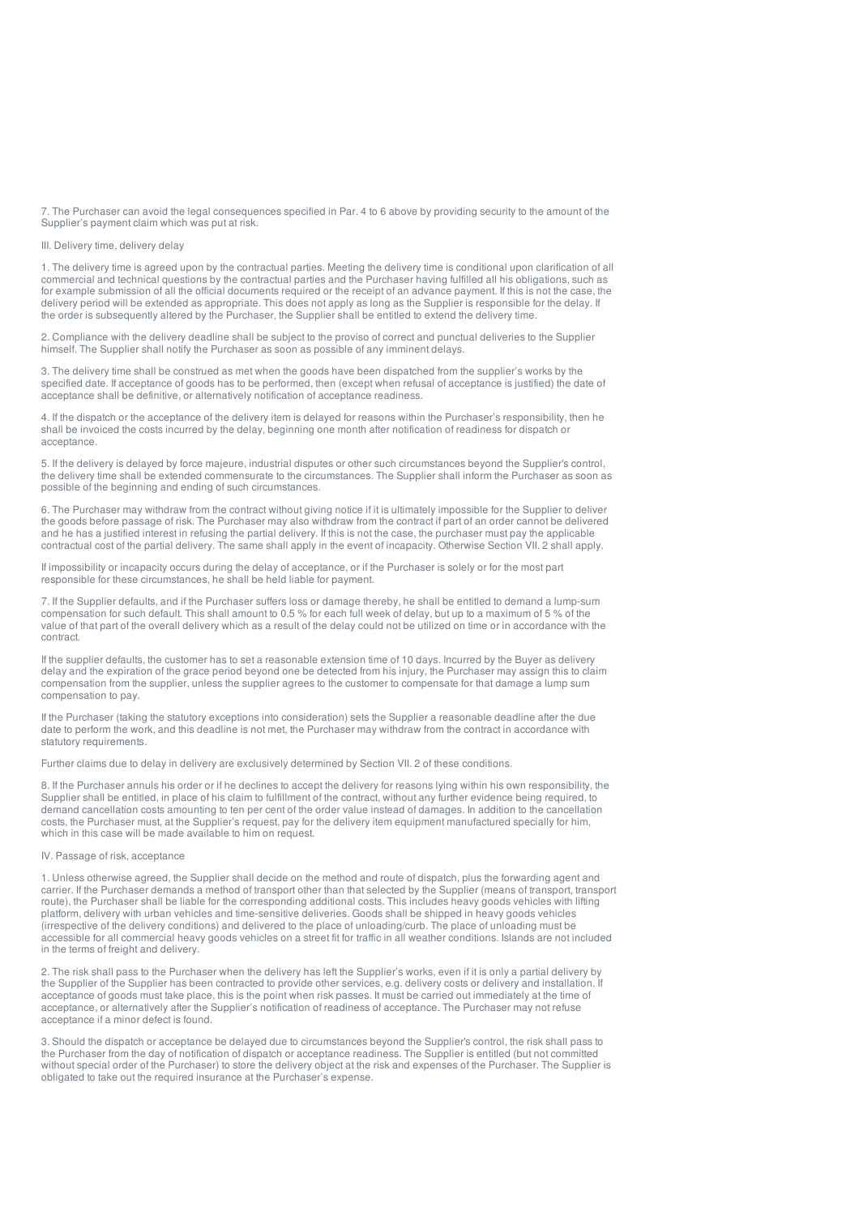7. The Purchaser can avoid the legal consequences specified in Par. 4 to 6 above by providing security to the amount of the Supplier's payment claim which was put at risk.

## III. Delivery time, delivery delay

1. The delivery time is agreed upon by the contractual parties. Meeting the delivery time is conditional upon clarification of all commercial and technical questions by the contractual parties and the Purchaser having fulfilled all his obligations, such as for example submission of all the official documents required or the receipt of an advance payment. If this is not the case, the delivery period will be extended as appropriate. This does not apply as long as the Supplier is responsible for the delay. If the order is subsequently altered by the Purchaser, the Supplier shall be entitled to extend the delivery time.

2. Compliance with the delivery deadline shall be subject to the proviso of correct and punctual deliveries to the Supplier himself. The Supplier shall notify the Purchaser as soon as possible of any imminent delays.

3. The delivery time shall be construed as met when the goods have been dispatched from the supplier's works by the specified date. If acceptance of goods has to be performed, then (except when refusal of acceptance is justified) the date of acceptance shall be definitive, or alternatively notification of acceptance readiness.

4. If the dispatch or the acceptance of the delivery item is delayed for reasons within the Purchaser's responsibility, then he shall be invoiced the costs incurred by the delay, beginning one month after notification of readiness for dispatch or acceptance.

5. If the delivery is delayed by force majeure, industrial disputes or other such circumstances beyond the Supplier's control, the delivery time shall be extended commensurate to the circumstances. The Supplier shall inform the Purchaser as soon as possible of the beginning and ending of such circumstances.

6. The Purchaser may withdraw from the contract without giving notice if it is ultimately impossible for the Supplier to deliver the goods before passage of risk. The Purchaser may also withdraw from the contract if part of an order cannot be delivered and he has a justified interest in refusing the partial delivery. If this is not the case, the purchaser must pay the applicable contractual cost of the partial delivery. The same shall apply in the event of incapacity. Otherwise Section VII. 2 shall apply.

If impossibility or incapacity occurs during the delay of acceptance, or if the Purchaser is solely or for the most part responsible for these circumstances, he shall be held liable for payment.

7. If the Supplier defaults, and if the Purchaser suffers loss or damage thereby, he shall be entitled to demand a lump-sum compensation for such default. This shall amount to 0.5 % for each full week of delay, but up to a maximum of 5 % of the value of that part of the overall delivery which as a result of the delay could not be utilized on time or in accordance with the contract.

If the supplier defaults, the customer has to set a reasonable extension time of 10 days. Incurred by the Buyer as delivery delay and the expiration of the grace period beyond one be detected from his injury, the Purchaser may assign this to claim compensation from the supplier, unless the supplier agrees to the customer to compensate for that damage a lump sum compensation to pay.

If the Purchaser (taking the statutory exceptions into consideration) sets the Supplier a reasonable deadline after the due date to perform the work, and this deadline is not met, the Purchaser may withdraw from the contract in accordance with statutory requirements.

Further claims due to delay in delivery are exclusively determined by Section VII. 2 of these conditions.

8. If the Purchaser annuls his order or if he declines to accept the delivery for reasons lying within his own responsibility, the Supplier shall be entitled, in place of his claim to fulfillment of the contract, without any further evidence being required, to demand cancellation costs amounting to ten per cent of the order value instead of damages. In addition to the cancellation costs, the Purchaser must, at the Supplier's request, pay for the delivery item equipment manufactured specially for him, which in this case will be made available to him on request.

## IV. Passage of risk, acceptance

1. Unless otherwise agreed, the Supplier shall decide on the method and route of dispatch, plus the forwarding agent and carrier. If the Purchaser demands a method of transport other than that selected by the Supplier (means of transport, transport route), the Purchaser shall be liable for the corresponding additional costs. This includes heavy goods vehicles with lifting platform, delivery with urban vehicles and time-sensitive deliveries. Goods shall be shipped in heavy goods vehicles (irrespective of the delivery conditions) and delivered to the place of unloading/curb. The place of unloading must be accessible for all commercial heavy goods vehicles on a street fit for traffic in all weather conditions. Islands are not included in the terms of freight and delivery.

2. The risk shall pass to the Purchaser when the delivery has left the Supplier's works, even if it is only a partial delivery by the Supplier of the Supplier has been contracted to provide other services, e.g. delivery costs or delivery and installation. If acceptance of goods must take place, this is the point when risk passes. It must be carried out immediately at the time of acceptance, or alternatively after the Supplier's notification of readiness of acceptance. The Purchaser may not refuse acceptance if a minor defect is found.

3. Should the dispatch or acceptance be delayed due to circumstances beyond the Supplier's control, the risk shall pass to the Purchaser from the day of notification of dispatch or acceptance readiness. The Supplier is entitled (but not committed without special order of the Purchaser) to store the delivery object at the risk and expenses of the Purchaser. The Supplier is obligated to take out the required insurance at the Purchaser's expense.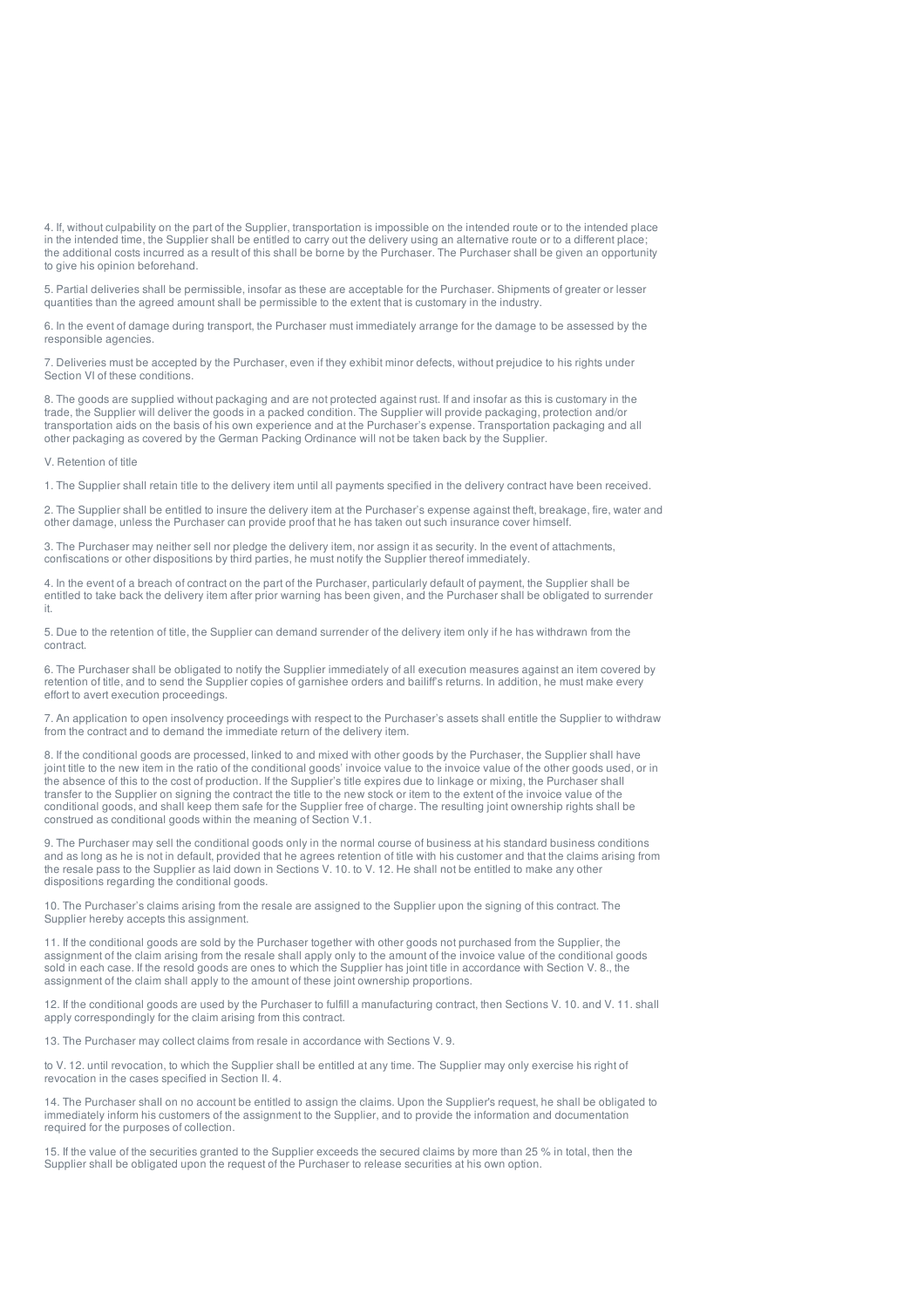4. If, without culpability on the part of the Supplier, transportation is impossible on the intended route or to the intended place in the intended time, the Supplier shall be entitled to carry out the delivery using an alternative route or to a different place; the additional costs incurred as a result of this shall be borne by the Purchaser. The Purchaser shall be given an opportunity to give his opinion beforehand.

5. Partial deliveries shall be permissible, insofar as these are acceptable for the Purchaser. Shipments of greater or lesser quantities than the agreed amount shall be permissible to the extent that is customary in the industry.

6. In the event of damage during transport, the Purchaser must immediately arrange for the damage to be assessed by the responsible agencies.

7. Deliveries must be accepted by the Purchaser, even if they exhibit minor defects, without prejudice to his rights under Section VI of these conditions.

8. The goods are supplied without packaging and are not protected against rust. If and insofar as this is customary in the trade, the Supplier will deliver the goods in a packed condition. The Supplier will provide packaging, protection and/or transportation aids on the basis of his own experience and at the Purchaser's expense. Transportation packaging and all other packaging as covered by the German Packing Ordinance will not be taken back by the Supplier.

## V. Retention of title

1. The Supplier shall retain title to the delivery item until all payments specified in the delivery contract have been received.

2. The Supplier shall be entitled to insure the delivery item at the Purchaser's expense against theft, breakage, fire, water and other damage, unless the Purchaser can provide proof that he has taken out such insurance cover himself.

3. The Purchaser may neither sell nor pledge the delivery item, nor assign it as security. In the event of attachments, confiscations or other dispositions by third parties, he must notify the Supplier thereof immediately.

4. In the event of a breach of contract on the part of the Purchaser, particularly default of payment, the Supplier shall be entitled to take back the delivery item after prior warning has been given, and the Purchaser shall be obligated to surrender it.

5. Due to the retention of title, the Supplier can demand surrender of the delivery item only if he has withdrawn from the contract.

6. The Purchaser shall be obligated to notify the Supplier immediately of all execution measures against an item covered by retention of title, and to send the Supplier copies of garnishee orders and bailiff's returns. In addition, he must make every effort to avert execution proceedings.

7. An application to open insolvency proceedings with respect to the Purchaser's assets shall entitle the Supplier to withdraw from the contract and to demand the immediate return of the delivery item.

8. If the conditional goods are processed, linked to and mixed with other goods by the Purchaser, the Supplier shall have joint title to the new item in the ratio of the conditional goods' invoice value to the invoice value of the other goods used, or in the absence of this to the cost of production. If the Supplier's title expires due to linkage or mixing, the Purchaser shall transfer to the Supplier on signing the contract the title to the new stock or item to the extent of the invoice value of the conditional goods, and shall keep them safe for the Supplier free of charge. The resulting joint ownership rights shall be construed as conditional goods within the meaning of Section V.1.

9. The Purchaser may sell the conditional goods only in the normal course of business at his standard business conditions and as long as he is not in default, provided that he agrees retention of title with his customer and that the claims arising from the resale pass to the Supplier as laid down in Sections V. 10. to V. 12. He shall not be entitled to make any other dispositions regarding the conditional goods.

10. The Purchaser's claims arising from the resale are assigned to the Supplier upon the signing of this contract. The Supplier hereby accepts this assignment.

11. If the conditional goods are sold by the Purchaser together with other goods not purchased from the Supplier, the assignment of the claim arising from the resale shall apply only to the amount of the invoice value of the conditional goods sold in each case. If the resold goods are ones to which the Supplier has joint title in accordance with Section V. 8., the assignment of the claim shall apply to the amount of these joint ownership proportions.

12. If the conditional goods are used by the Purchaser to fulfill a manufacturing contract, then Sections V. 10. and V. 11. shall apply correspondingly for the claim arising from this contract.

13. The Purchaser may collect claims from resale in accordance with Sections V. 9. to V. 12. until revocation, to which the Supplier shall be entitled at any time. The Supplier may only exercise his right of revocation in the cases specified in Section II. 4.

14. The Purchaser shall on no account be entitled to assign the claims. Upon the Supplier's request, he shall be obligated to immediately inform his customers of the assignment to the Supplier, and to provide the information and documentation required for the purposes of collection.

15. If the value of the securities granted to the Supplier exceeds the secured claims by more than 25 % in total, then the Supplier shall be obligated upon the request of the Purchaser to release securities at his own option.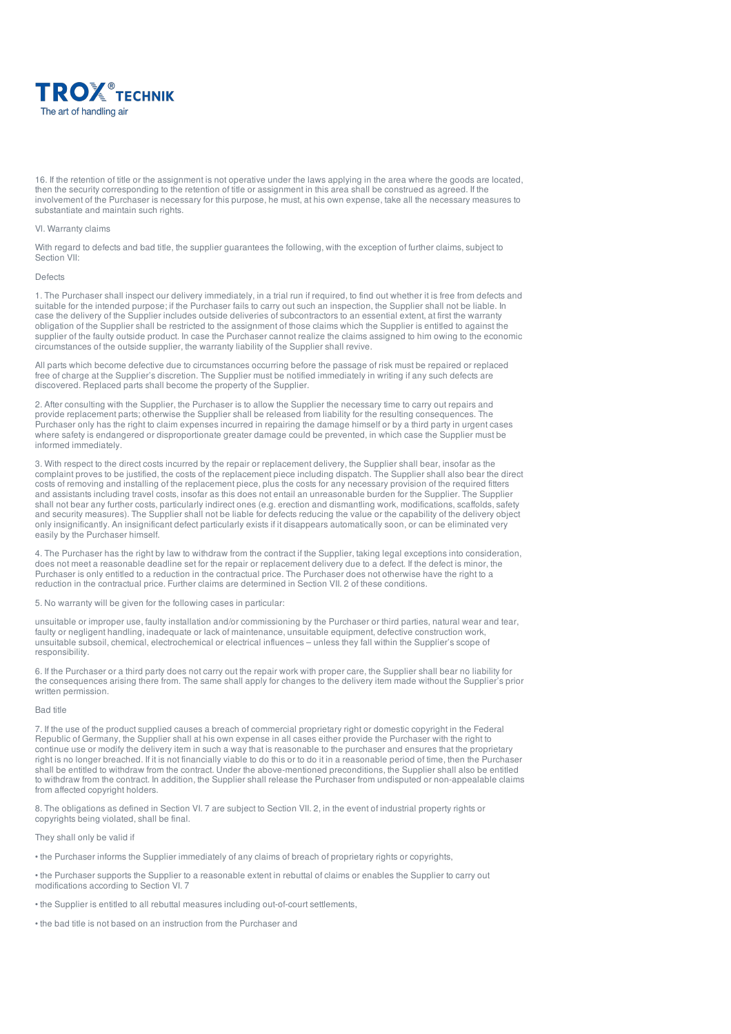16. If the retention of title or the assignment is not operative under the laws applying in the area where the goods are located, then the security corresponding to the retention of title or assignment in this area shall be construed as agreed. If the involvement of the Purchaser is necessary for this purpose, he must, at his own expense, take all the necessary measures to substantiate and maintain such rights.

## VI. Warranty claims

With regard to defects and bad title, the supplier guarantees the following, with the exception of further claims, subject to Section VII:

### Defects

1. The Purchaser shall inspect our delivery immediately, in a trial run if required, to find out whether it is free from defects and suitable for the intended purpose; if the Purchaser fails to carry out such an inspection, the Supplier shall not be liable. In case the delivery of the Supplier includes outside deliveries of subcontractors to an essential extent, at first the warranty obligation of the Supplier shall be restricted to the assignment of those claims which the Supplier is entitled to against the supplier of the faulty outside product. In case the Purchaser cannot realize the claims assigned to him owing to the economic circumstances of the outside supplier, the warranty liability of the Supplier shall revive.

All parts which become defective due to circumstances occurring before the passage of risk must be repaired or replaced free of charge at the Supplier's discretion. The Supplier must be notified immediately in writing if any such defects are discovered. Replaced parts shall become the property of the Supplier.

2. After consulting with the Supplier, the Purchaser is to allow the Supplier the necessary time to carry out repairs and provide replacement parts; otherwise the Supplier shall be released from liability for the resulting consequences. The Purchaser only has the right to claim expenses incurred in repairing the damage himself or by a third party in urgent cases where safety is endangered or disproportionate greater damage could be prevented, in which case the Supplier must be informed immediately.

3. With respect to the direct costs incurred by the repair or replacement delivery, the Supplier shall bear, insofar as the complaint proves to be justified, the costs of the replacement piece including dispatch. The Supplier shall also bear the direct costs of removing and installing of the replacement piece, plus the costs for any necessary provision of the required fitters and assistants including travel costs, insofar as this does not entail an unreasonable burden for the Supplier. The Supplier shall not bear any further costs, particularly indirect ones (e.g. erection and dismantling work, modifications, scaffolds, safety and security measures). The Supplier shall not be liable for defects reducing the value or the capability of the delivery object only insignificantly. An insignificant defect particularly exists if it disappears automatically soon, or can be eliminated very easily by the Purchaser himself.

4. The Purchaser has the right by law to withdraw from the contract if the Supplier, taking legal exceptions into consideration, does not meet a reasonable deadline set for the repair or replacement delivery due to a defect. If the defect is minor, the Purchaser is only entitled to a reduction in the contractual price. The Purchaser does not otherwise have the right to a reduction in the contractual price. Further claims are determined in Section VII. 2 of these conditions.

5. No warranty will be given for the following cases in particular:

unsuitable or improper use, faulty installation and/or commissioning by the Purchaser or third parties, natural wear and tear, faulty or negligent handling, inadequate or lack of maintenance, unsuitable equipment, defective construction work, unsuitable subsoil, chemical, electrochemical or electrical influences – unless they fall within the Supplier's scope of responsibility.

6. If the Purchaser or a third party does not carry out the repair work with proper care, the Supplier shall bear no liability for the consequences arising there from. The same shall apply for changes to the delivery item made without the Supplier's prior written permission.

### Bad title

7. If the use of the product supplied causes a breach of commercial proprietary right or domestic copyright in the Federal Republic of Germany, the Supplier shall at his own expense in all cases either provide the Purchaser with the right to continue use or modify the delivery item in such a way that is reasonable to the purchaser and ensures that the proprietary right is no longer breached. If it is not financially viable to do this or to do it in a reasonable period of time, then the Purchaser shall be entitled to withdraw from the contract. Under the above-mentioned preconditions, the Supplier shall also be entitled to withdraw from the contract. In addition, the Supplier shall release the Purchaser from undisputed or non-appealable claims from affected copyright holders.

8. The obligations as defined in Section VI. 7 are subject to Section VII. 2, in the event of industrial property rights or copyrights being violated, shall be final.

They shall only be valid if

- the Purchaser informs the Supplier immediately of any claims of breach of proprietary rights or copyrights,
- the Purchaser supports the Supplier to a reasonable extent in rebuttal of claims or enables the Supplier to carry out modifications according to Section VI. 7
- the Supplier is entitled to all rebuttal measures including out-of-court settlements,
- the bad title is not based on an instruction from the Purchaser and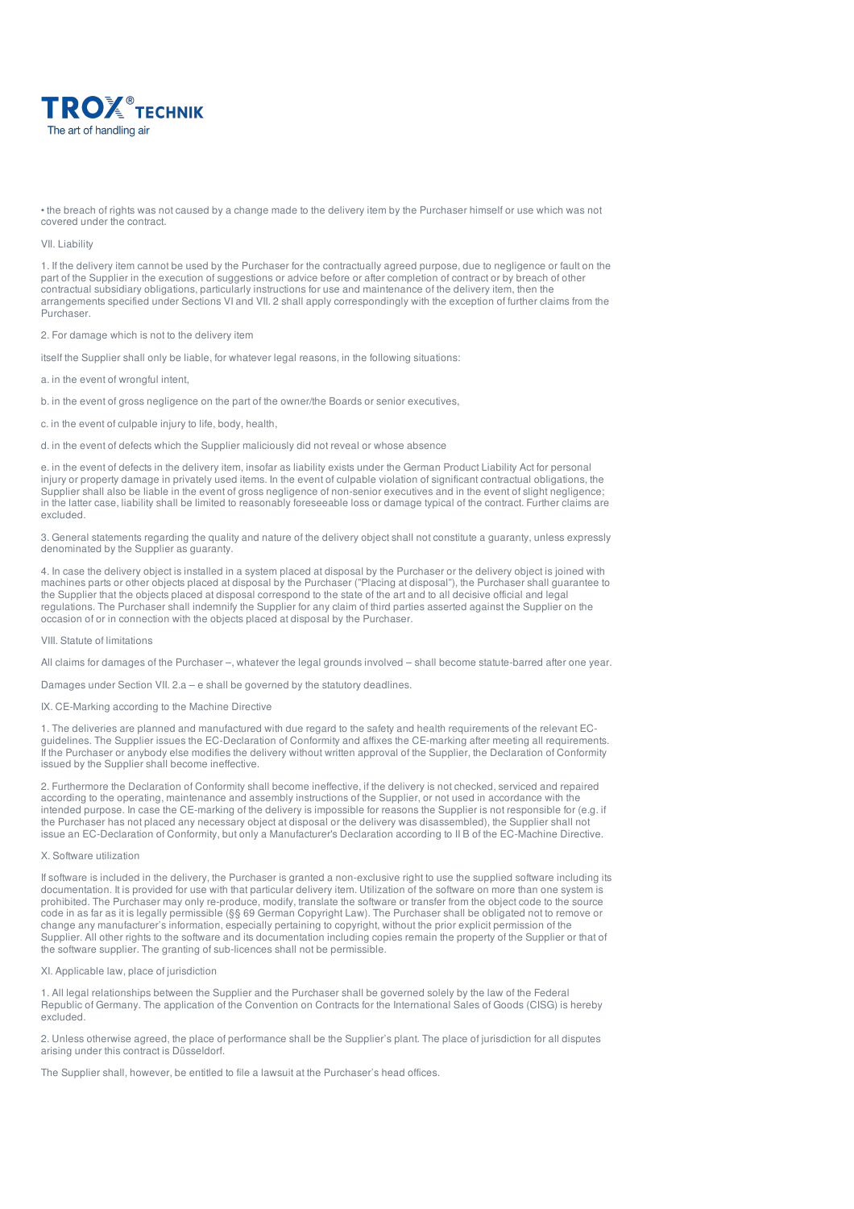• the breach of rights was not caused by a change made to the delivery item by the Purchaser himself or use which was not covered under the contract.

VII. Liability

1. If the delivery item cannot be used by the Purchaser for the contractually agreed purpose, due to negligence or fault on the part of the Supplier in the execution of suggestions or advice before or after completion of contract or by breach of other contractual subsidiary obligations, particularly instructions for use and maintenance of the delivery item, then the arrangements specified under Sections VI and VII. 2 shall apply correspondingly with the exception of further claims from the Purchaser.

2. For damage which is not to the delivery item

itself the Supplier shall only be liable, for whatever legal reasons, in the following situations:

a. in the event of wrongful intent,

b. in the event of gross negligence on the part of the owner/the Boards or senior executives,

c. in the event of culpable injury to life, body, health,

d. in the event of defects which the Supplier maliciously did not reveal or whose absence

e. in the event of defects in the delivery item, insofar as liability exists under the German Product Liability Act for personal injury or property damage in privately used items. In the event of culpable violation of significant contractual obligations, the Supplier shall also be liable in the event of gross negligence of non-senior executives and in the event of slight negligence; in the latter case, liability shall be limited to reasonably foreseeable loss or damage typical of the contract. Further claims are excluded.

3. General statements regarding the quality and nature of the delivery object shall not constitute a guaranty, unless expressly denominated by the Supplier as guaranty.

4. In case the delivery object is installed in a system placed at disposal by the Purchaser or the delivery object is joined with machines parts or other objects placed at disposal by the Purchaser ("Placing at disposal"), the Purchaser shall guarantee to the Supplier that the objects placed at disposal correspond to the state of the art and to all decisive official and legal regulations. The Purchaser shall indemnify the Supplier for any claim of third parties asserted against the Supplier on the occasion of or in connection with the objects placed at disposal by the Purchaser.

VIII. Statute of limitations

All claims for damages of the Purchaser –, whatever the legal grounds involved – shall become statute-barred after one year.

Damages under Section VII. 2.a – e shall be governed by the statutory deadlines.

IX. CE-Marking according to the Machine Directive

1. The deliveries are planned and manufactured with due regard to the safety and health requirements of the relevant EC-guidelines. The Supplier issues the EC-Declaration of Conformity and affixes the CE-marking after meeting all requirements. If the Purchaser or anybody else modifies the delivery without written approval of the Supplier, the Declaration of Conformity issued by the Supplier shall become ineffective.

2. Furthermore the Declaration of Conformity shall become ineffective, if the delivery is not checked, serviced and repaired according to the operating, maintenance and assembly instructions of the Supplier, or not used in accordance with the intended purpose. In case the CE-marking of the delivery is impossible for reasons the Supplier is not responsible for (e.g. if the Purchaser has not placed any necessary object at disposal or the delivery was disassembled), the Supplier shall not issue an EC-Declaration of Conformity, but only a Manufacturer's Declaration according to II B of the EC-Machine Directive.

X. Software utilization

If software is included in the delivery, the Purchaser is granted a non-exclusive right to use the supplied software including its documentation. It is provided for use with that particular delivery item. Utilization of the software on more than one system is prohibited. The Purchaser may only re-produce, modify, translate the software or transfer from the object code to the source code in as far as it is legally permissible (§§ 69 German Copyright Law). The Purchaser shall be obligated not to remove or change any manufacturer's information, especially pertaining to copyright, without the prior explicit permission of the Supplier. All other rights to the software and its documentation including copies remain the property of the Supplier or that of the software supplier. The granting of sub-licences shall not be permissible.

XI. Applicable law, place of jurisdiction

1. All legal relationships between the Supplier and the Purchaser shall be governed solely by the law of the Federal Republic of Germany. The application of the Convention on Contracts for the International Sales of Goods (CISG) is hereby excluded.

2. Unless otherwise agreed, the place of performance shall be the Supplier's plant. The place of jurisdiction for all disputes arising under this contract is Düsseldorf.

The Supplier shall, however, be entitled to file a lawsuit at the Purchaser's head offices.